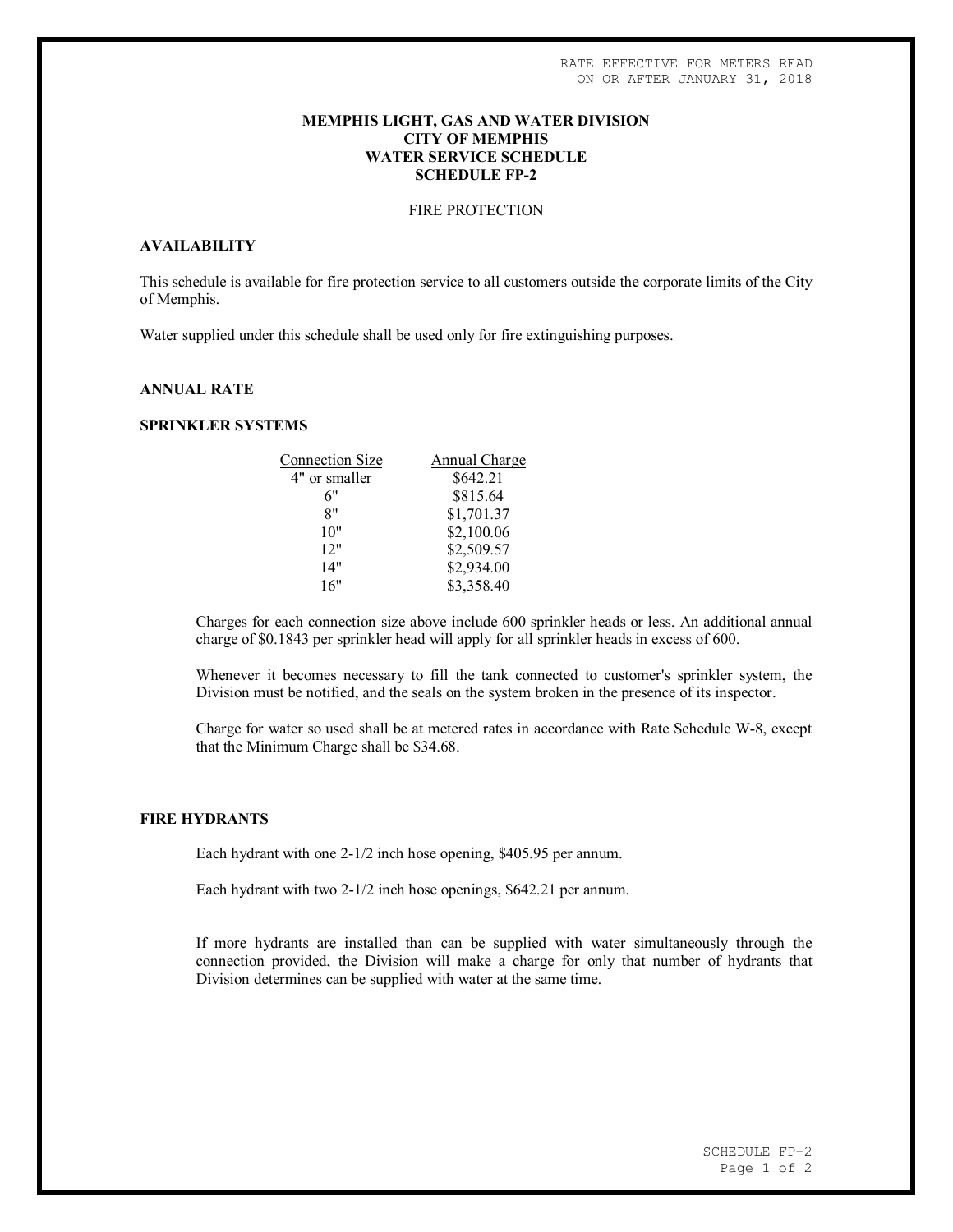RATE EFFECTIVE FOR METERS READ ON OR AFTER JANUARY 31, 2018

# MEMPHIS LIGHT, GAS AND WATER DIVISION
# CITY OF MEMPHIS
# WATER SERVICE SCHEDULE
# SCHEDULE FP-2

FIRE PROTECTION

## AVAILABILITY

This schedule is available for fire protection service to all customers outside the corporate limits of the City of Memphis.

Water supplied under this schedule shall be used only for fire extinguishing purposes.

## ANNUAL RATE

## SPRINKLER SYSTEMS

| Connection Size | Annual Charge |
|---|---|
| 4" or smaller | $642.21 |
| 6" | $815.64 |
| 8" | $1,701.37 |
| 10" | $2,100.06 |
| 12" | $2,509.57 |
| 14" | $2,934.00 |
| 16" | $3,358.40 |

Charges for each connection size above include 600 sprinkler heads or less. An additional annual charge of $0.1843 per sprinkler head will apply for all sprinkler heads in excess of 600.

Whenever it becomes necessary to fill the tank connected to customer's sprinkler system, the Division must be notified, and the seals on the system broken in the presence of its inspector.

Charge for water so used shall be at metered rates in accordance with Rate Schedule W-8, except that the Minimum Charge shall be $34.68.

## FIRE HYDRANTS

Each hydrant with one 2-1/2 inch hose opening, $405.95 per annum.

Each hydrant with two 2-1/2 inch hose openings, $642.21 per annum.

If more hydrants are installed than can be supplied with water simultaneously through the connection provided, the Division will make a charge for only that number of hydrants that Division determines can be supplied with water at the same time.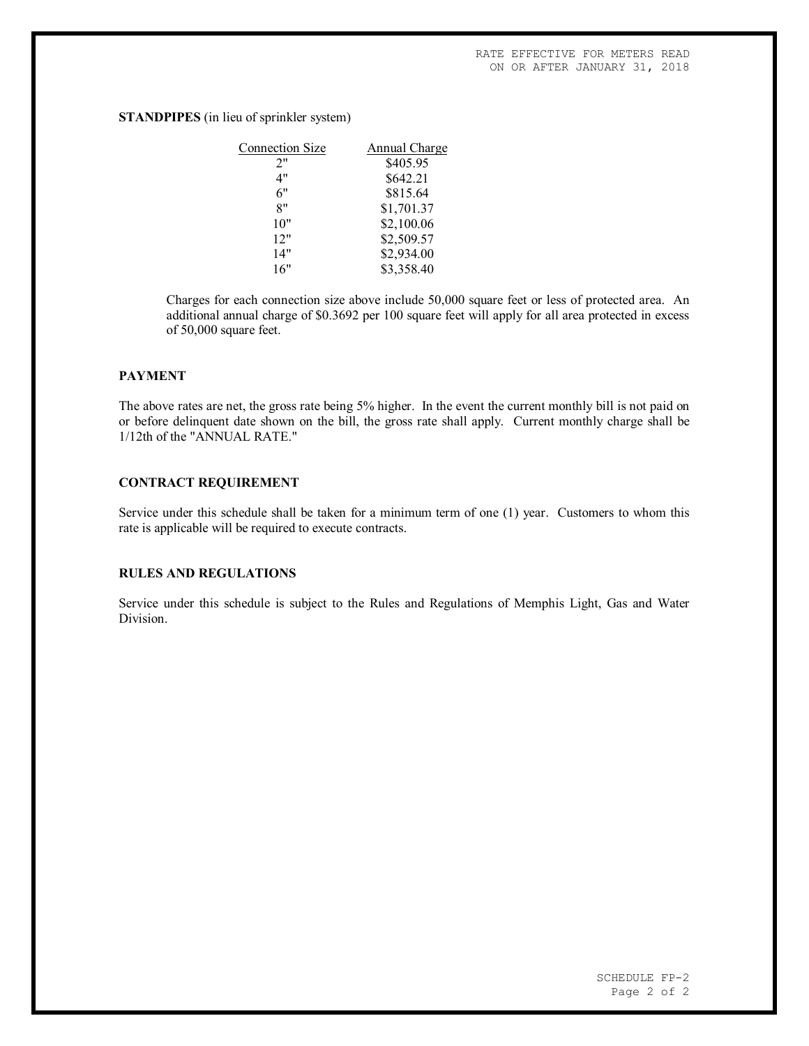RATE EFFECTIVE FOR METERS READ ON OR AFTER JANUARY 31, 2018

**STANDPIPES** (in lieu of sprinkler system)

| Connection Size | Annual Charge |
|---|---|
| 2" | $405.95 |
| 4" | $642.21 |
| 6" | $815.64 |
| 8" | $1,701.37 |
| 10" | $2,100.06 |
| 12" | $2,509.57 |
| 14" | $2,934.00 |
| 16" | $3,358.40 |

Charges for each connection size above include 50,000 square feet or less of protected area. An additional annual charge of $0.3692 per 100 square feet will apply for all area protected in excess of 50,000 square feet.

## PAYMENT

The above rates are net, the gross rate being 5% higher. In the event the current monthly bill is not paid on or before delinquent date shown on the bill, the gross rate shall apply. Current monthly charge shall be 1/12th of the "ANNUAL RATE."

## CONTRACT REQUIREMENT

Service under this schedule shall be taken for a minimum term of one (1) year. Customers to whom this rate is applicable will be required to execute contracts.

## RULES AND REGULATIONS

Service under this schedule is subject to the Rules and Regulations of Memphis Light, Gas and Water Division.

SCHEDULE FP-2